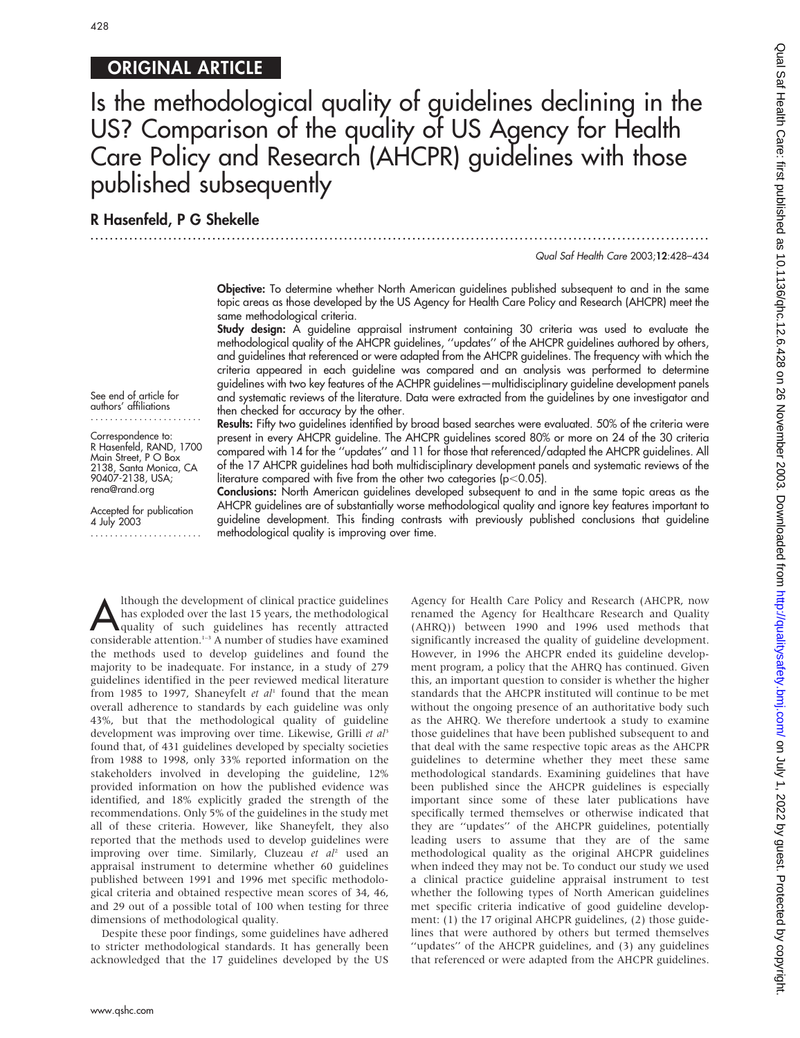ORIGINAL ARTICLE

# Is the methodological quality of guidelines declining in the US? Comparison of the quality of US Agency for Health Care Policy and Research (AHCPR) guidelines with those published subsequently

**R Hasenfeld, P G Shekelle**

See end of article for authors' affiliations

Correspondence to: R Hasenfeld, RAND, 1700 Main Street, P O Box 2138, Santa Monica, CA 90407-2138, USA; rena@rand.org

Accepted for publication 4 July 2003

**Objective:** To determine whether North American guidelines published subsequent to and in the same topic areas as those developed by the US Agency for Health Care Policy and Research (AHCPR) meet the same methodological criteria.

**Study design:** A guideline appraisal instrument containing 30 criteria was used to evaluate the methodological quality of the AHCPR guidelines, "updates" of the AHCPR guidelines authored by others, and guidelines that referenced or were adapted from the AHCPR guidelines. The frequency with which the criteria appeared in each guideline was compared and an analysis was performed to determine guidelines with two key features of the ACHPR guidelines—multidisciplinary guideline development panels and systematic reviews of the literature. Data were extracted from the guidelines by one investigator and then checked for accuracy by the other.

**Results:** Fifty two guidelines identified by broad based searches were evaluated. 50% of the criteria were present in every AHCPR guideline. The AHCPR guidelines scored 80% or more on 24 of the 30 criteria compared with 14 for the "updates" and 11 for those that referenced/adapted the AHCPR guidelines. All of the 17 AHCPR guidelines had both multidisciplinary development panels and systematic reviews of the literature compared with five from the other two categories ($p<0.05$).

**Conclusions:** North American guidelines developed subsequent to and in the same topic areas as the AHCPR guidelines are of substantially worse methodological quality and ignore key features important to guideline development. This finding contrasts with previously published conclusions that guideline methodological quality is improving over time.

Although the development of clinical practice guidelines has exploded over the last 15 years, the methodological quality of such guidelines has recently attracted considerable attention.[1–3] A number of studies have examined the methods used to develop guidelines and found the majority to be inadequate. For instance, in a study of 279 guidelines identified in the peer reviewed medical literature from 1985 to 1997, Shaneyfelt *et al*[1] found that the mean overall adherence to standards by each guideline was only 43%, but that the methodological quality of guideline development was improving over time. Likewise, Grilli *et al*[3] found that, of 431 guidelines developed by specialty societies from 1988 to 1998, only 33% reported information on the stakeholders involved in developing the guideline, 12% provided information on how the published evidence was identified, and 18% explicitly graded the strength of the recommendations. Only 5% of the guidelines in the study met all of these criteria. However, like Shaneyfelt, they also reported that the methods used to develop guidelines were improving over time. Similarly, Cluzeau *et al*[2] used an appraisal instrument to determine whether 60 guidelines published between 1991 and 1996 met specific methodological criteria and obtained respective mean scores of 34, 46, and 29 out of a possible total of 100 when testing for three dimensions of methodological quality.

Despite these poor findings, some guidelines have adhered to stricter methodological standards. It has generally been acknowledged that the 17 guidelines developed by the US Agency for Health Care Policy and Research (AHCPR, now renamed the Agency for Healthcare Research and Quality (AHRQ)) between 1990 and 1996 used methods that significantly increased the quality of guideline development. However, in 1996 the AHCPR ended its guideline development program, a policy that the AHRQ has continued. Given this, an important question to consider is whether the higher standards that the AHCPR instituted will continue to be met without the ongoing presence of an authoritative body such as the AHRQ. We therefore undertook a study to examine those guidelines that have been published subsequent to and that deal with the same respective topic areas as the AHCPR guidelines to determine whether they meet these same methodological standards. Examining guidelines that have been published since the AHCPR guidelines is especially important since some of these later publications have specifically termed themselves or otherwise indicated that they are "updates" of the AHCPR guidelines, potentially leading users to assume that they are of the same methodological quality as the original AHCPR guidelines when indeed they may not be. To conduct our study we used a clinical practice guideline appraisal instrument to test whether the following types of North American guidelines met specific criteria indicative of good guideline development: (1) the 17 original AHCPR guidelines, (2) those guidelines that were authored by others but termed themselves "updates" of the AHCPR guidelines, and (3) any guidelines that referenced or were adapted from the AHCPR guidelines.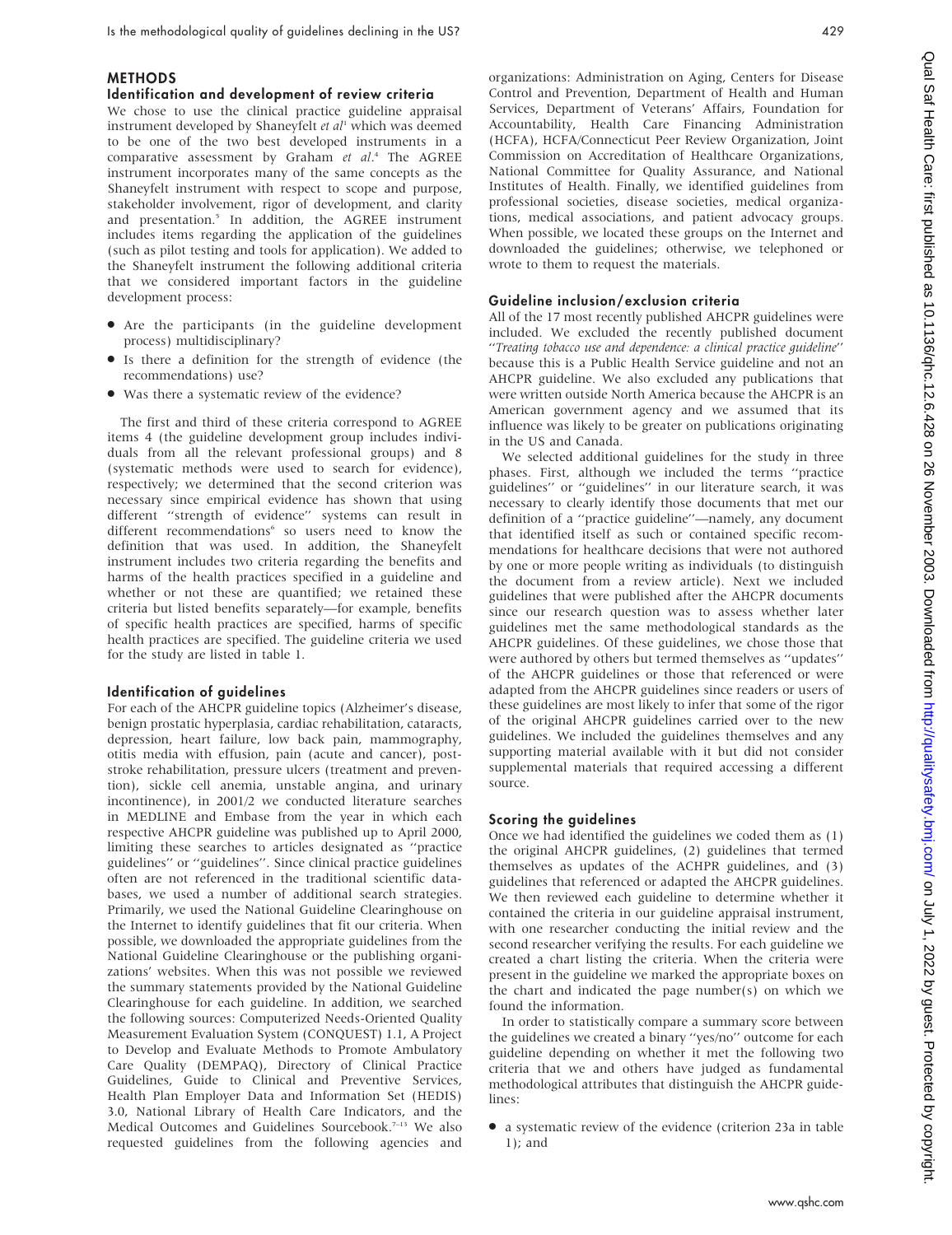## METHODS

### Identification and development of review criteria

We chose to use the clinical practice guideline appraisal instrument developed by Shaneyfelt *et al*[1] which was deemed to be one of the two best developed instruments in a comparative assessment by Graham *et al*.[4] The AGREE instrument incorporates many of the same concepts as the Shaneyfelt instrument with respect to scope and purpose, stakeholder involvement, rigor of development, and clarity and presentation.[5] In addition, the AGREE instrument includes items regarding the application of the guidelines (such as pilot testing and tools for application). We added to the Shaneyfelt instrument the following additional criteria that we considered important factors in the guideline development process:

- Are the participants (in the guideline development process) multidisciplinary?
- Is there a definition for the strength of evidence (the recommendations) use?
- Was there a systematic review of the evidence?

The first and third of these criteria correspond to AGREE items 4 (the guideline development group includes individuals from all the relevant professional groups) and 8 (systematic methods were used to search for evidence), respectively; we determined that the second criterion was necessary since empirical evidence has shown that using different "strength of evidence" systems can result in different recommendations[6] so users need to know the definition that was used. In addition, the Shaneyfelt instrument includes two criteria regarding the benefits and harms of the health practices specified in a guideline and whether or not these are quantified; we retained these criteria but listed benefits separately—for example, benefits of specific health practices are specified, harms of specific health practices are specified. The guideline criteria we used for the study are listed in table 1.

### Identification of guidelines

For each of the AHCPR guideline topics (Alzheimer's disease, benign prostatic hyperplasia, cardiac rehabilitation, cataracts, depression, heart failure, low back pain, mammography, otitis media with effusion, pain (acute and cancer), post-stroke rehabilitation, pressure ulcers (treatment and prevention), sickle cell anemia, unstable angina, and urinary incontinence), in 2001/2 we conducted literature searches in MEDLINE and Embase from the year in which each respective AHCPR guideline was published up to April 2000, limiting these searches to articles designated as "practice guidelines" or "guidelines". Since clinical practice guidelines often are not referenced in the traditional scientific databases, we used a number of additional search strategies. Primarily, we used the National Guideline Clearinghouse on the Internet to identify guidelines that fit our criteria. When possible, we downloaded the appropriate guidelines from the National Guideline Clearinghouse or the publishing organizations' websites. When this was not possible we reviewed the summary statements provided by the National Guideline Clearinghouse for each guideline. In addition, we searched the following sources: Computerized Needs-Oriented Quality Measurement Evaluation System (CONQUEST) 1.1, A Project to Develop and Evaluate Methods to Promote Ambulatory Care Quality (DEMPAQ), Directory of Clinical Practice Guidelines, Guide to Clinical and Preventive Services, Health Plan Employer Data and Information Set (HEDIS) 3.0, National Library of Health Care Indicators, and the Medical Outcomes and Guidelines Sourcebook.[7–13] We also requested guidelines from the following agencies and organizations: Administration on Aging, Centers for Disease Control and Prevention, Department of Health and Human Services, Department of Veterans' Affairs, Foundation for Accountability, Health Care Financing Administration (HCFA), HCFA/Connecticut Peer Review Organization, Joint Commission on Accreditation of Healthcare Organizations, National Committee for Quality Assurance, and National Institutes of Health. Finally, we identified guidelines from professional societies, disease societies, medical organizations, medical associations, and patient advocacy groups. When possible, we located these groups on the Internet and downloaded the guidelines; otherwise, we telephoned or wrote to them to request the materials.

### Guideline inclusion/exclusion criteria

All of the 17 most recently published AHCPR guidelines were included. We excluded the recently published document "*Treating tobacco use and dependence: a clinical practice guideline*" because this is a Public Health Service guideline and not an AHCPR guideline. We also excluded any publications that were written outside North America because the AHCPR is an American government agency and we assumed that its influence was likely to be greater on publications originating in the US and Canada.

We selected additional guidelines for the study in three phases. First, although we included the terms "practice guidelines" or "guidelines" in our literature search, it was necessary to clearly identify those documents that met our definition of a "practice guideline"—namely, any document that identified itself as such or contained specific recommendations for healthcare decisions that were not authored by one or more people writing as individuals (to distinguish the document from a review article). Next we included guidelines that were published after the AHCPR documents since our research question was to assess whether later guidelines met the same methodological standards as the AHCPR guidelines. Of these guidelines, we chose those that were authored by others but termed themselves as "updates" of the AHCPR guidelines or those that referenced or were adapted from the AHCPR guidelines since readers or users of these guidelines are most likely to infer that some of the rigor of the original AHCPR guidelines carried over to the new guidelines. We included the guidelines themselves and any supporting material available with it but did not consider supplemental materials that required accessing a different source.

### Scoring the guidelines

Once we had identified the guidelines we coded them as (1) the original AHCPR guidelines, (2) guidelines that termed themselves as updates of the ACHPR guidelines, and (3) guidelines that referenced or adapted the AHCPR guidelines. We then reviewed each guideline to determine whether it contained the criteria in our guideline appraisal instrument, with one researcher conducting the initial review and the second researcher verifying the results. For each guideline we created a chart listing the criteria. When the criteria were present in the guideline we marked the appropriate boxes on the chart and indicated the page number(s) on which we found the information.

In order to statistically compare a summary score between the guidelines we created a binary "yes/no" outcome for each guideline depending on whether it met the following two criteria that we and others have judged as fundamental methodological attributes that distinguish the AHCPR guidelines:

- a systematic review of the evidence (criterion 23a in table 1); and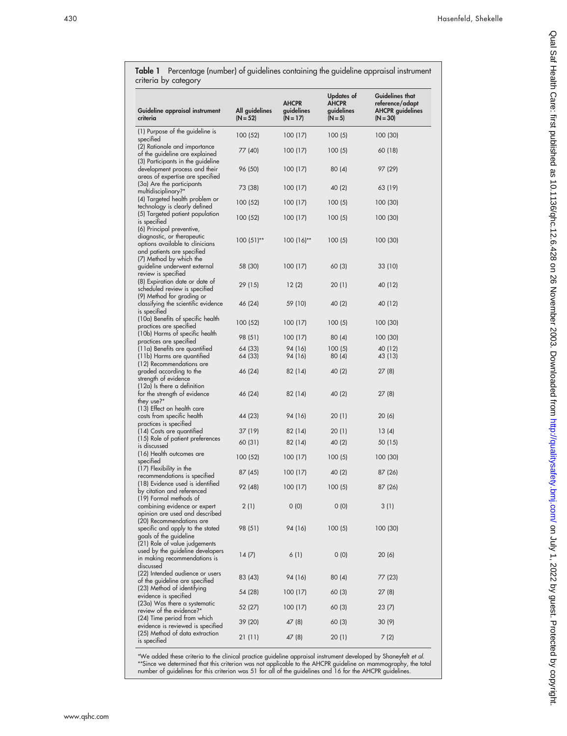**Table 1** Percentage (number) of guidelines containing the guideline appraisal instrument criteria by category

| Guideline appraisal instrument criteria | All guidelines (N = 52) | AHCPR guidelines (N = 17) | Updates of AHCPR guidelines (N = 5) | Guidelines that reference/adapt AHCPR guidelines (N = 30) |
|---|---|---|---|---|
| (1) Purpose of the guideline is specified | 100 (52) | 100 (17) | 100 (5) | 100 (30) |
| (2) Rationale and importance of the guideline are explained | 77 (40) | 100 (17) | 100 (5) | 60 (18) |
| (3) Participants in the guideline development process and their areas of expertise are specified | 96 (50) | 100 (17) | 80 (4) | 97 (29) |
| (3a) Are the participants multidisciplinary?* | 73 (38) | 100 (17) | 40 (2) | 63 (19) |
| (4) Targeted health problem or technology is clearly defined | 100 (52) | 100 (17) | 100 (5) | 100 (30) |
| (5) Targeted patient population is specified | 100 (52) | 100 (17) | 100 (5) | 100 (30) |
| (6) Principal preventive, diagnostic, or therapeutic options available to clinicians and patients are specified | 100 (51)** | 100 (16)** | 100 (5) | 100 (30) |
| (7) Method by which the guideline underwent external review is specified | 58 (30) | 100 (17) | 60 (3) | 33 (10) |
| (8) Expiration date or date of scheduled review is specified | 29 (15) | 12 (2) | 20 (1) | 40 (12) |
| (9) Method for grading or classifying the scientific evidence is specified | 46 (24) | 59 (10) | 40 (2) | 40 (12) |
| (10a) Benefits of specific health practices are specified | 100 (52) | 100 (17) | 100 (5) | 100 (30) |
| (10b) Harms of specific health practices are specified | 98 (51) | 100 (17) | 80 (4) | 100 (30) |
| (11a) Benefits are quantified | 64 (33) | 94 (16) | 100 (5) | 40 (12) |
| (11b) Harms are quantified | 64 (33) | 94 (16) | 80 (4) | 43 (13) |
| (12) Recommendations are graded according to the strength of evidence | 46 (24) | 82 (14) | 40 (2) | 27 (8) |
| (12a) Is there a definition for the strength of evidence they use?* | 46 (24) | 82 (14) | 40 (2) | 27 (8) |
| (13) Effect on health care costs from specific health practices is specified | 44 (23) | 94 (16) | 20 (1) | 20 (6) |
| (14) Costs are quantified | 37 (19) | 82 (14) | 20 (1) | 13 (4) |
| (15) Role of patient preferences is discussed | 60 (31) | 82 (14) | 40 (2) | 50 (15) |
| (16) Health outcomes are specified | 100 (52) | 100 (17) | 100 (5) | 100 (30) |
| (17) Flexibility in the recommendations is specified | 87 (45) | 100 (17) | 40 (2) | 87 (26) |
| (18) Evidence used is identified by citation and referenced | 92 (48) | 100 (17) | 100 (5) | 87 (26) |
| (19) Formal methods of combining evidence or expert opinion are used and described | 2 (1) | 0 (0) | 0 (0) | 3 (1) |
| (20) Recommendations are specific and apply to the stated goals of the guideline | 98 (51) | 94 (16) | 100 (5) | 100 (30) |
| (21) Role of value judgements used by the guideline developers in making recommendations is discussed | 14 (7) | 6 (1) | 0 (0) | 20 (6) |
| (22) Intended audience or users of the guideline are specified | 83 (43) | 94 (16) | 80 (4) | 77 (23) |
| (23) Method of identifying evidence is specified | 54 (28) | 100 (17) | 60 (3) | 27 (8) |
| (23a) Was there a systematic review of the evidence?* | 52 (27) | 100 (17) | 60 (3) | 23 (7) |
| (24) Time period from which evidence is reviewed is specified | 39 (20) | 47 (8) | 60 (3) | 30 (9) |
| (25) Method of data extraction is specified | 21 (11) | 47 (8) | 20 (1) | 7 (2) |

*We added these criteria to the clinical practice guideline appraisal instrument developed by Shaneyfelt *et al*.
**Since we determined that this criterion was not applicable to the AHCPR guideline on mammography, the total number of guidelines for this criterion was 51 for all of the guidelines and 16 for the AHCPR guidelines.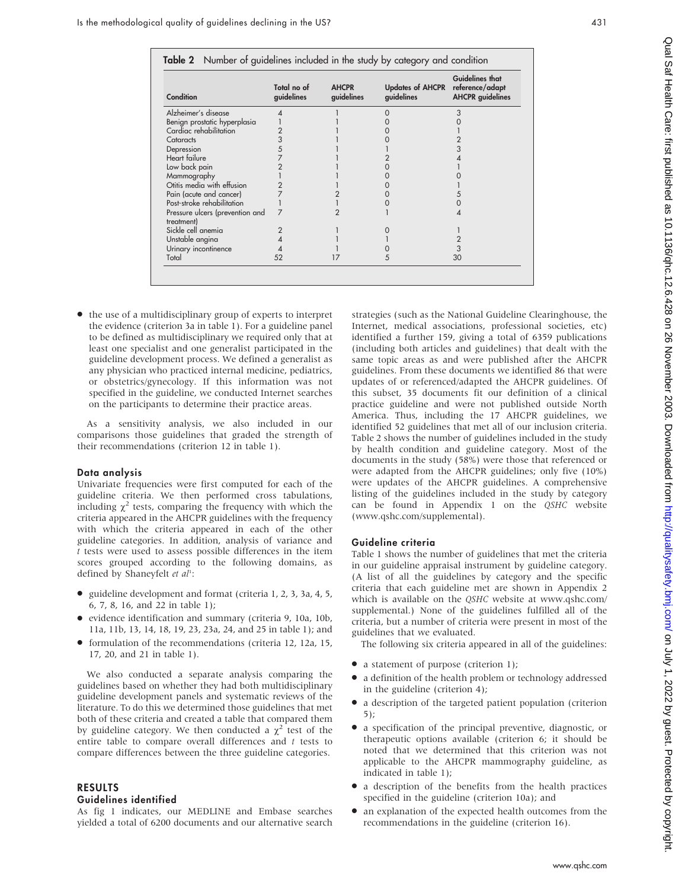**Table 2** Number of guidelines included in the study by category and condition

| Condition | Total no of guidelines | AHCPR guidelines | Updates of AHCPR guidelines | Guidelines that reference/adapt AHCPR guidelines |
|---|---|---|---|---|
| Alzheimer's disease | 4 | 1 | 0 | 3 |
| Benign prostatic hyperplasia | 1 | 1 | 0 | 0 |
| Cardiac rehabilitation | 2 | 1 | 0 | 1 |
| Cataracts | 3 | 1 | 0 | 2 |
| Depression | 5 | 1 | 1 | 3 |
| Heart failure | 7 | 1 | 2 | 4 |
| Low back pain | 2 | 1 | 0 | 1 |
| Mammography | 1 | 1 | 0 | 0 |
| Otitis media with effusion | 2 | 1 | 0 | 1 |
| Pain (acute and cancer) | 7 | 2 | 0 | 5 |
| Post-stroke rehabilitation | 1 | 1 | 0 | 0 |
| Pressure ulcers (prevention and treatment) | 7 | 2 | 1 | 4 |
| Sickle cell anemia | 2 | 1 | 0 | 1 |
| Unstable angina | 4 | 1 | 1 | 2 |
| Urinary incontinence | 4 | 1 | 0 | 3 |
| Total | 52 | 17 | 5 | 30 |

- the use of a multidisciplinary group of experts to interpret the evidence (criterion 3a in table 1). For a guideline panel to be defined as multidisciplinary we required only that at least one specialist and one generalist participated in the guideline development process. We defined a generalist as any physician who practiced internal medicine, pediatrics, or obstetrics/gynecology. If this information was not specified in the guideline, we conducted Internet searches on the participants to determine their practice areas.

As a sensitivity analysis, we also included in our comparisons those guidelines that graded the strength of their recommendations (criterion 12 in table 1).

### Data analysis

Univariate frequencies were first computed for each of the guideline criteria. We then performed cross tabulations, including $\chi^2$ tests, comparing the frequency with which the criteria appeared in the AHCPR guidelines with the frequency with which the criteria appeared in each of the other guideline categories. In addition, analysis of variance and *t* tests were used to assess possible differences in the item scores grouped according to the following domains, as defined by Shaneyfelt *et al*[1]:

- guideline development and format (criteria 1, 2, 3, 3a, 4, 5, 6, 7, 8, 16, and 22 in table 1);
- evidence identification and summary (criteria 9, 10a, 10b, 11a, 11b, 13, 14, 18, 19, 23, 23a, 24, and 25 in table 1); and
- formulation of the recommendations (criteria 12, 12a, 15, 17, 20, and 21 in table 1).

We also conducted a separate analysis comparing the guidelines based on whether they had both multidisciplinary guideline development panels and systematic reviews of the literature. To do this we determined those guidelines that met both of these criteria and created a table that compared them by guideline category. We then conducted a $\chi^2$ test of the entire table to compare overall differences and *t* tests to compare differences between the three guideline categories.

## RESULTS

### Guidelines identified

As fig 1 indicates, our MEDLINE and Embase searches yielded a total of 6200 documents and our alternative search strategies (such as the National Guideline Clearinghouse, the Internet, medical associations, professional societies, etc) identified a further 159, giving a total of 6359 publications (including both articles and guidelines) that dealt with the same topic areas as and were published after the AHCPR guidelines. From these documents we identified 86 that were updates of or referenced/adapted the AHCPR guidelines. Of this subset, 35 documents fit our definition of a clinical practice guideline and were not published outside North America. Thus, including the 17 AHCPR guidelines, we identified 52 guidelines that met all of our inclusion criteria. Table 2 shows the number of guidelines included in the study by health condition and guideline category. Most of the documents in the study (58%) were those that referenced or were adapted from the AHCPR guidelines; only five (10%) were updates of the AHCPR guidelines. A comprehensive listing of the guidelines included in the study by category can be found in Appendix 1 on the *QSHC* website (www.qshc.com/supplemental).

### Guideline criteria

Table 1 shows the number of guidelines that met the criteria in our guideline appraisal instrument by guideline category. (A list of all the guidelines by category and the specific criteria that each guideline met are shown in Appendix 2 which is available on the *QSHC* website at www.qshc.com/supplemental.) None of the guidelines fulfilled all of the criteria, but a number of criteria were present in most of the guidelines that we evaluated.

The following six criteria appeared in all of the guidelines:

- a statement of purpose (criterion 1);
- a definition of the health problem or technology addressed in the guideline (criterion 4);
- a description of the targeted patient population (criterion 5);
- a specification of the principal preventive, diagnostic, or therapeutic options available (criterion 6; it should be noted that we determined that this criterion was not applicable to the AHCPR mammography guideline, as indicated in table 1);
- a description of the benefits from the health practices specified in the guideline (criterion 10a); and
- an explanation of the expected health outcomes from the recommendations in the guideline (criterion 16).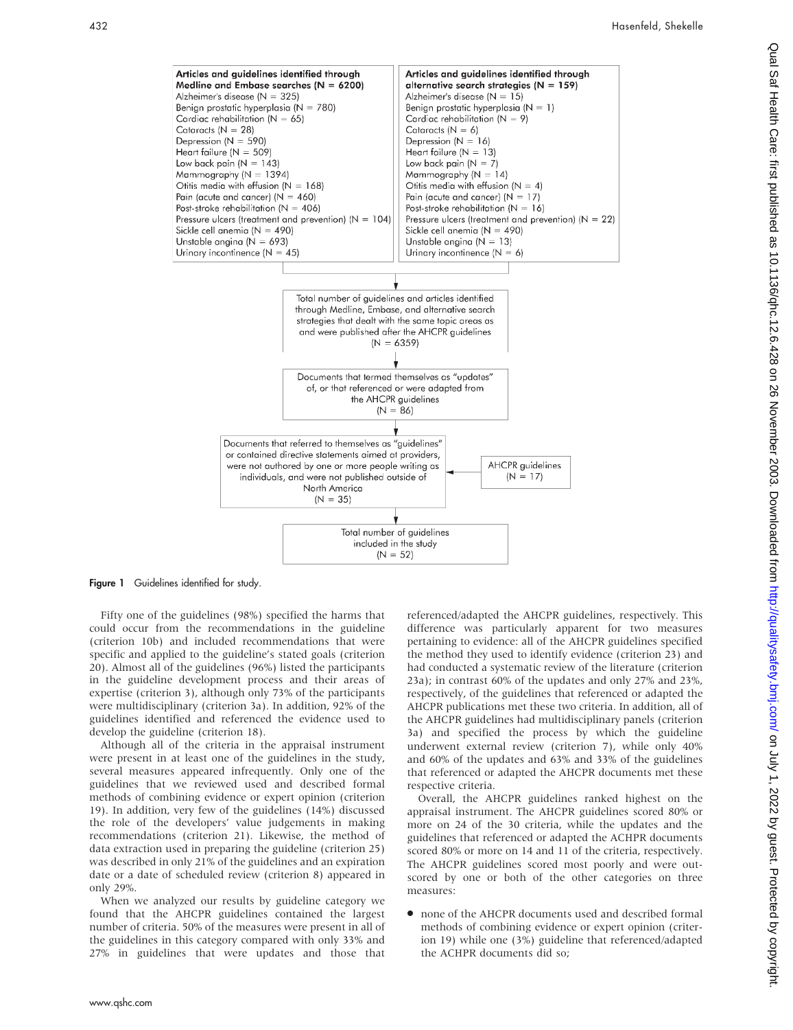Articles and guidelines identified through Medline and Embase searches (N = 6200)
Alzheimer's disease (N = 325)
Benign prostatic hyperplasia (N = 780)
Cardiac rehabilitation (N = 65)
Cataracts (N = 28)
Depression (N = 590)
Heart failure (N = 509)
Low back pain (N = 143)
Mammography (N = 1394)
Otitis media with effusion (N = 168)
Pain (acute and cancer) (N = 460)
Post-stroke rehabilitation (N = 406)
Pressure ulcers (treatment and prevention) (N = 104)
Sickle cell anemia (N = 490)
Unstable angina (N = 693)
Urinary incontinence (N = 45)

Articles and guidelines identified through alternative search strategies (N = 159)
Alzheimer's disease (N = 15)
Benign prostatic hyperplasia (N = 1)
Cardiac rehabilitation (N = 9)
Cataracts (N = 6)
Depression (N = 16)
Heart failure (N = 13)
Low back pain (N = 7)
Mammography (N = 14)
Otitis media with effusion (N = 4)
Pain (acute and cancer) (N = 17)
Post-stroke rehabilitation (N = 16)
Pressure ulcers (treatment and prevention) (N = 22)
Sickle cell anemia (N = 490)
Unstable angina (N = 13)
Urinary incontinence (N = 6)

Total number of guidelines and articles identified through Medline, Embase, and alternative search strategies that dealt with the same topic areas as and were published after the AHCPR guidelines (N = 6359)

Documents that termed themselves as "updates" of, or that referenced or were adapted from the AHCPR guidelines (N = 86)

Documents that referred to themselves as "guidelines" or contained directive statements aimed at providers, were not authored by one or more people writing as individuals, and were not published outside of North America (N = 35)

AHCPR guidelines (N = 17)

Total number of guidelines included in the study (N = 52)

**Figure 1** Guidelines identified for study.

Fifty one of the guidelines (98%) specified the harms that could occur from the recommendations in the guideline (criterion 10b) and included recommendations that were specific and applied to the guideline's stated goals (criterion 20). Almost all of the guidelines (96%) listed the participants in the guideline development process and their areas of expertise (criterion 3), although only 73% of the participants were multidisciplinary (criterion 3a). In addition, 92% of the guidelines identified and referenced the evidence used to develop the guideline (criterion 18).

Although all of the criteria in the appraisal instrument were present in at least one of the guidelines in the study, several measures appeared infrequently. Only one of the guidelines that we reviewed used and described formal methods of combining evidence or expert opinion (criterion 19). In addition, very few of the guidelines (14%) discussed the role of the developers' value judgements in making recommendations (criterion 21). Likewise, the method of data extraction used in preparing the guideline (criterion 25) was described in only 21% of the guidelines and an expiration date or a date of scheduled review (criterion 8) appeared in only 29%.

When we analyzed our results by guideline category we found that the AHCPR guidelines contained the largest number of criteria. 50% of the measures were present in all of the guidelines in this category compared with only 33% and 27% in guidelines that were updates and those that referenced/adapted the AHCPR guidelines, respectively. This difference was particularly apparent for two measures pertaining to evidence: all of the AHCPR guidelines specified the method they used to identify evidence (criterion 23) and had conducted a systematic review of the literature (criterion 23a); in contrast 60% of the updates and only 27% and 23%, respectively, of the guidelines that referenced or adapted the AHCPR publications met these two criteria. In addition, all of the AHCPR guidelines had multidisciplinary panels (criterion 3a) and specified the process by which the guideline underwent external review (criterion 7), while only 40% and 60% of the updates and 63% and 33% of the guidelines that referenced or adapted the AHCPR documents met these respective criteria.

Overall, the AHCPR guidelines ranked highest on the appraisal instrument. The AHCPR guidelines scored 80% or more on 24 of the 30 criteria, while the updates and the guidelines that referenced or adapted the ACHPR documents scored 80% or more on 14 and 11 of the criteria, respectively. The AHCPR guidelines scored most poorly and were outscored by one or both of the other categories on three measures:

- none of the AHCPR documents used and described formal methods of combining evidence or expert opinion (criterion 19) while one (3%) guideline that referenced/adapted the ACHPR documents did so;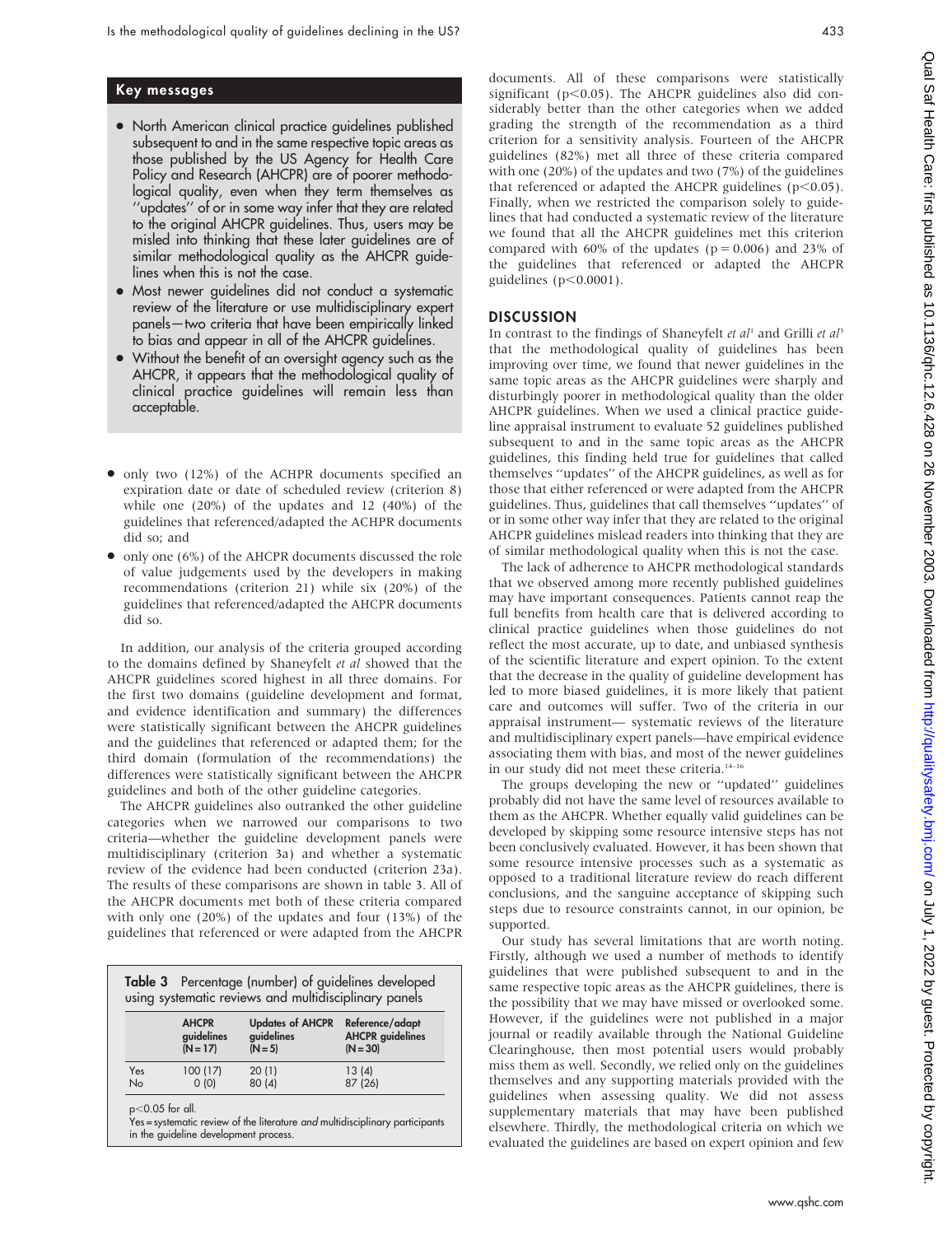## Key messages

- North American clinical practice guidelines published subsequent to and in the same respective topic areas as those published by the US Agency for Health Care Policy and Research (AHCPR) are of poorer methodological quality, even when they term themselves as ''updates'' of or in some way infer that they are related to the original AHCPR guidelines. Thus, users may be misled into thinking that these later guidelines are of similar methodological quality as the AHCPR guidelines when this is not the case.
- Most newer guidelines did not conduct a systematic review of the literature or use multidisciplinary expert panels—two criteria that have been empirically linked to bias and appear in all of the AHCPR guidelines.
- Without the benefit of an oversight agency such as the AHCPR, it appears that the methodological quality of clinical practice guidelines will remain less than acceptable.

- only two (12%) of the ACHPR documents specified an expiration date or date of scheduled review (criterion 8) while one (20%) of the updates and 12 (40%) of the guidelines that referenced/adapted the ACHPR documents did so; and
- only one (6%) of the AHCPR documents discussed the role of value judgements used by the developers in making recommendations (criterion 21) while six (20%) of the guidelines that referenced/adapted the AHCPR documents did so.

In addition, our analysis of the criteria grouped according to the domains defined by Shaneyfelt *et al* showed that the AHCPR guidelines scored highest in all three domains. For the first two domains (guideline development and format, and evidence identification and summary) the differences were statistically significant between the AHCPR guidelines and the guidelines that referenced or adapted them; for the third domain (formulation of the recommendations) the differences were statistically significant between the AHCPR guidelines and both of the other guideline categories.

The AHCPR guidelines also outranked the other guideline categories when we narrowed our comparisons to two criteria—whether the guideline development panels were multidisciplinary (criterion 3a) and whether a systematic review of the evidence had been conducted (criterion 23a). The results of these comparisons are shown in table 3. All of the AHCPR documents met both of these criteria compared with only one (20%) of the updates and four (13%) of the guidelines that referenced or were adapted from the AHCPR documents. All of these comparisons were statistically significant ($p<0.05$). The AHCPR guidelines also did considerably better than the other categories when we added grading the strength of the recommendation as a third criterion for a sensitivity analysis. Fourteen of the AHCPR guidelines (82%) met all three of these criteria compared with one (20%) of the updates and two (7%) of the guidelines that referenced or adapted the AHCPR guidelines ($p<0.05$). Finally, when we restricted the comparison solely to guidelines that had conducted a systematic review of the literature we found that all the AHCPR guidelines met this criterion compared with 60% of the updates ($p = 0.006$) and 23% of the guidelines that referenced or adapted the AHCPR guidelines ($p<0.0001$).

**Table 3** Percentage (number) of guidelines developed using systematic reviews and multidisciplinary panels

| | AHCPR guidelines (N = 17) | Updates of AHCPR guidelines (N = 5) | Reference/adapt AHCPR guidelines (N = 30) |
|---|---|---|---|
| Yes | 100 (17) | 20 (1) | 13 (4) |
| No | 0 (0) | 80 (4) | 87 (26) |

$p<0.05$ for all.
Yes = systematic review of the literature *and* multidisciplinary participants in the guideline development process.

## DISCUSSION

In contrast to the findings of Shaneyfelt *et al*[1] and Grilli *et al*[3] that the methodological quality of guidelines has been improving over time, we found that newer guidelines in the same topic areas as the AHCPR guidelines were sharply and disturbingly poorer in methodological quality than the older AHCPR guidelines. When we used a clinical practice guideline appraisal instrument to evaluate 52 guidelines published subsequent to and in the same topic areas as the AHCPR guidelines, this finding held true for guidelines that called themselves ''updates'' of the AHCPR guidelines, as well as for those that either referenced or were adapted from the AHCPR guidelines. Thus, guidelines that call themselves ''updates'' of or in some other way infer that they are related to the original AHCPR guidelines mislead readers into thinking that they are of similar methodological quality when this is not the case.

The lack of adherence to AHCPR methodological standards that we observed among more recently published guidelines may have important consequences. Patients cannot reap the full benefits from health care that is delivered according to clinical practice guidelines when those guidelines do not reflect the most accurate, up to date, and unbiased synthesis of the scientific literature and expert opinion. To the extent that the decrease in the quality of guideline development has led to more biased guidelines, it is more likely that patient care and outcomes will suffer. Two of the criteria in our appraisal instrument— systematic reviews of the literature and multidisciplinary expert panels—have empirical evidence associating them with bias, and most of the newer guidelines in our study did not meet these criteria.[14–16]

The groups developing the new or ''updated'' guidelines probably did not have the same level of resources available to them as the AHCPR. Whether equally valid guidelines can be developed by skipping some resource intensive steps has not been conclusively evaluated. However, it has been shown that some resource intensive processes such as a systematic as opposed to a traditional literature review do reach different conclusions, and the sanguine acceptance of skipping such steps due to resource constraints cannot, in our opinion, be supported.

Our study has several limitations that are worth noting. Firstly, although we used a number of methods to identify guidelines that were published subsequent to and in the same respective topic areas as the AHCPR guidelines, there is the possibility that we may have missed or overlooked some. However, if the guidelines were not published in a major journal or readily available through the National Guideline Clearinghouse, then most potential users would probably miss them as well. Secondly, we relied only on the guidelines themselves and any supporting materials provided with the guidelines when assessing quality. We did not assess supplementary materials that may have been published elsewhere. Thirdly, the methodological criteria on which we evaluated the guidelines are based on expert opinion and few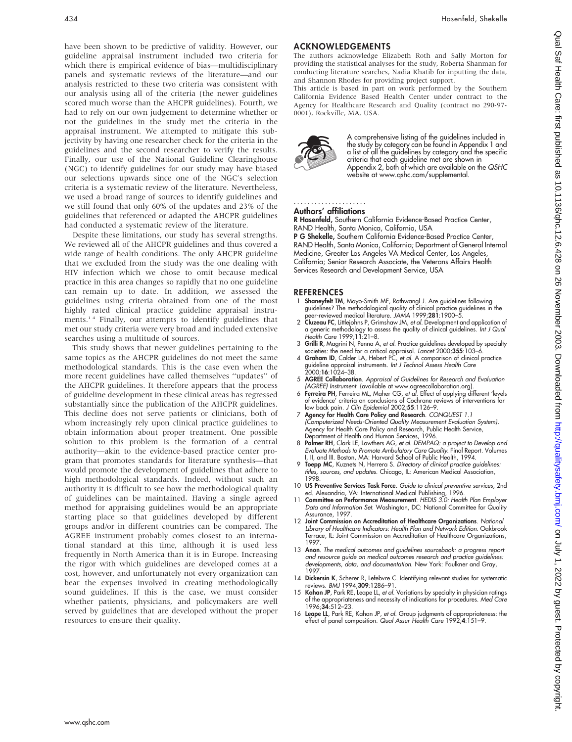have been shown to be predictive of validity. However, our guideline appraisal instrument included two criteria for which there is empirical evidence of bias—multidisciplinary panels and systematic reviews of the literature—and our analysis restricted to these two criteria was consistent with our analysis using all of the criteria (the newer guidelines scored much worse than the AHCPR guidelines). Fourth, we had to rely on our own judgement to determine whether or not the guidelines in the study met the criteria in the appraisal instrument. We attempted to mitigate this subjectivity by having one researcher check for the criteria in the guidelines and the second researcher to verify the results. Finally, our use of the National Guideline Clearinghouse (NGC) to identify guidelines for our study may have biased our selections upwards since one of the NGC's selection criteria is a systematic review of the literature. Nevertheless, we used a broad range of sources to identify guidelines and we still found that only 60% of the updates and 23% of the guidelines that referenced or adapted the AHCPR guidelines had conducted a systematic review of the literature.

Despite these limitations, our study has several strengths. We reviewed all of the AHCPR guidelines and thus covered a wide range of health conditions. The only AHCPR guideline that we excluded from the study was the one dealing with HIV infection which we chose to omit because medical practice in this area changes so rapidly that no one guideline can remain up to date. In addition, we assessed the guidelines using criteria obtained from one of the most highly rated clinical practice guideline appraisal instruments.[1 4] Finally, our attempts to identify guidelines that met our study criteria were very broad and included extensive searches using a multitude of sources.

This study shows that newer guidelines pertaining to the same topics as the AHCPR guidelines do not meet the same methodological standards. This is the case even when the more recent guidelines have called themselves ''updates'' of the AHCPR guidelines. It therefore appears that the process of guideline development in these clinical areas has regressed substantially since the publication of the AHCPR guidelines. This decline does not serve patients or clinicians, both of whom increasingly rely upon clinical practice guidelines to obtain information about proper treatment. One possible solution to this problem is the formation of a central authority—akin to the evidence-based practice center program that promotes standards for literature synthesis—that would promote the development of guidelines that adhere to high methodological standards. Indeed, without such an authority it is difficult to see how the methodological quality of guidelines can be maintained. Having a single agreed method for appraising guidelines would be an appropriate starting place so that guidelines developed by different groups and/or in different countries can be compared. The AGREE instrument probably comes closest to an international standard at this time, although it is used less frequently in North America than it is in Europe. Increasing the rigor with which guidelines are developed comes at a cost, however, and unfortunately not every organization can bear the expenses involved in creating methodologically sound guidelines. If this is the case, we must consider whether patients, physicians, and policymakers are well served by guidelines that are developed without the proper resources to ensure their quality.

## ACKNOWLEDGEMENTS

The authors acknowledge Elizabeth Roth and Sally Morton for providing the statistical analyses for the study, Roberta Shanman for conducting literature searches, Nadia Khatib for inputting the data, and Shannon Rhodes for providing project support.

This article is based in part on work performed by the Southern California Evidence Based Health Center under contract to the Agency for Healthcare Research and Quality (contract no 290-97-0001), Rockville, MA, USA.

A comprehensive listing of the guidelines included in the study by category can be found in Appendix 1 and a list of all the guidelines by category and the specific criteria that each guideline met are shown in Appendix 2, both of which are available on the *QSHC* website at www.qshc.com/supplemental.

### Authors' affiliations

**R Hasenfeld,** Southern California Evidence-Based Practice Center, RAND Health, Santa Monica, California, USA

**P G Shekelle,** Southern California Evidence-Based Practice Center, RAND Health, Santa Monica, California; Department of General Internal Medicine, Greater Los Angeles VA Medical Center, Los Angeles, California; Senior Research Associate, the Veterans Affairs Health Services Research and Development Service, USA

## REFERENCES

1. **Shaneyfelt TM**, Mayo-Smith MF, Rothwangl J. Are guidelines following guidelines? The methodological quality of clinical practice guidelines in the peer-reviewed medical literature. *JAMA* 1999;**281**:1900–5.
2. **Cluzeau FC**, Littlejohns P, Grimshaw JM, *et al*. Development and application of a generic methodology to assess the quality of clinical guidelines. *Int J Qual Health Care* 1999;**11**:21–8.
3. **Grilli R**, Magrini N, Penna A, *et al*. Practice guidelines developed by specialty societies: the need for a critical appraisal. *Lancet* 2000;**355**:103–6.
4. **Graham ID**, Calder LA, Hebert PC, *et al*. A comparison of clinical practice guideline appraisal instruments. *Int J Technol Assess Health Care* 2000;**16**:1024–38.
5. **AGREE Collaboration**. *Appraisal of Guidelines for Research and Evaluation (AGREE) Instrument* (available at www.agreecollaboration.org).
6. **Ferreira PH**, Ferreira ML, Maher CG, *et al*. Effect of applying different 'levels of evidence' criteria on conclusions of Cochrane reviews of interventions for low back pain. *J Clin Epidemiol* 2002;**55**:1126–9.
7. **Agency for Health Care Policy and Research**. *CONQUEST 1.1 (Computerized Needs-Oriented Quality Measurement Evaluation System)*. Agency for Health Care Policy and Research, Public Health Service, Department of Health and Human Services, 1996.
8. **Palmer RH**, Clark LE, Lawthers AG, *et al*. *DEMPAQ: a project to Develop and Evaluate Methods to Promote Ambulatory Care Quality*. Final Report. Volumes I, II, and III. Boston, MA: Harvard School of Public Health, 1994.
9. **Toepp MC**, Kuznets N, Herrera S. *Directory of clinical practice guidelines: titles, sources, and updates*. Chicago, IL: American Medical Association, 1998.
10. **US Preventive Services Task Force**. *Guide to clinical preventive services*, 2nd ed. Alexandria, VA: International Medical Publishing, 1996.
11. **Committee on Performance Measurement**. *HEDIS 3.0: Health Plan Employer Data and Information Set*. Washington, DC: National Committee for Quality Assurance, 1997.
12. **Joint Commission on Accreditation of Healthcare Organizations**. *National Library of Healthcare Indicators: Health Plan and Network Edition*. Oakbrook Terrace, IL: Joint Commission on Accreditation of Healthcare Organizations, 1997.
13. **Anon**. *The medical outcomes and guidelines sourcebook: a progress report and resource guide on medical outcomes research and practice guidelines: developments, data, and documentation*. New York: Faulkner and Gray, 1997.
14. **Dickersin K**, Scherer R, Lefebvre C. Identifying relevant studies for systematic reviews. *BMJ* 1994;**309**:1286–91.
15. **Kahan JP**, Park RE, Leape LL, *et al*. Variations by specialty in physician ratings of the appropriateness and necessity of indications for procedures. *Med Care* 1996;**34**:512–23.
16. **Leape LL**, Park RE, Kahan JP, *et al*. Group judgments of appropriateness: the effect of panel composition. *Qual Assur Health Care* 1992;**4**:151–9.